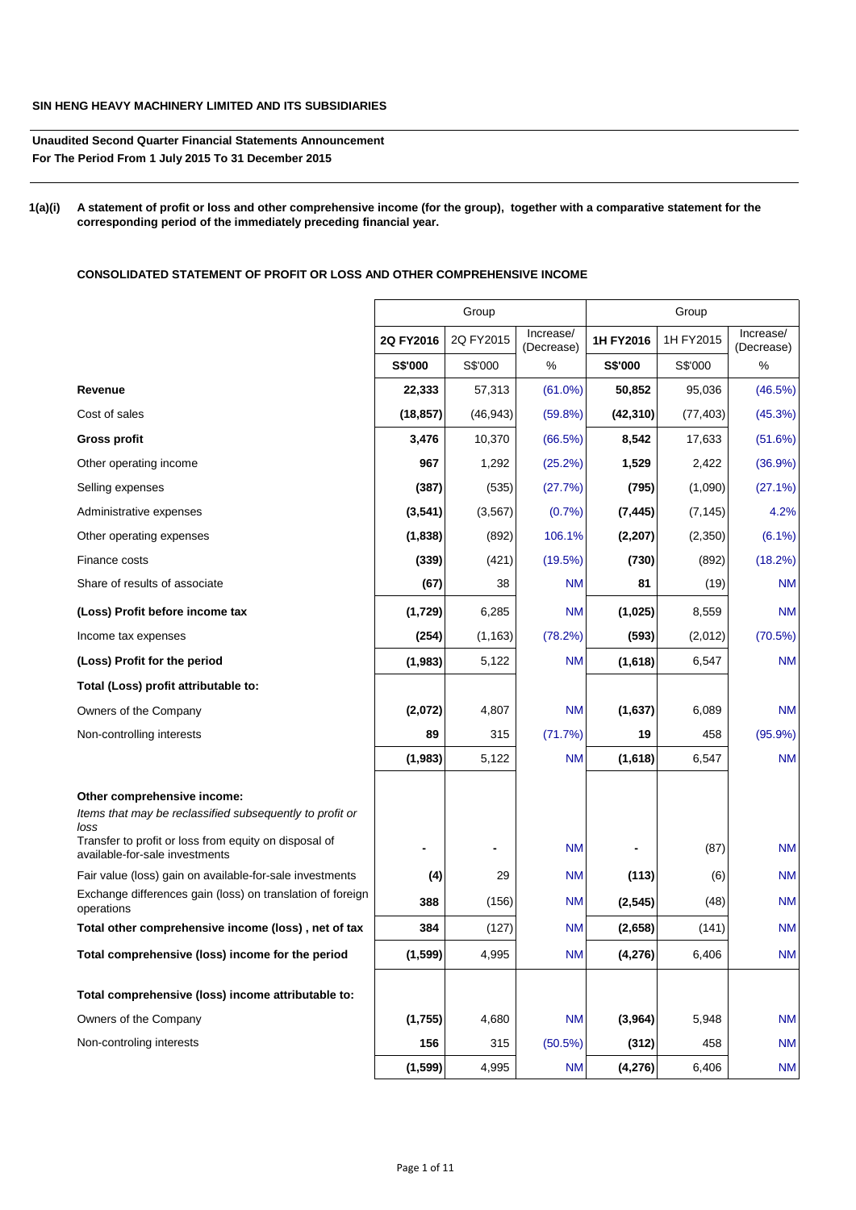**SIN HENG HEAVY MACHINERY LIMITED AND ITS SUBSIDIARIES**

**Unaudited Second Quarter Financial Statements Announcement**
**For The Period From 1 July 2015 To 31 December 2015**

**1(a)(i) A statement of profit or loss and other comprehensive income (for the group), together with a comparative statement for the corresponding period of the immediately preceding financial year.**

**CONSOLIDATED STATEMENT OF PROFIT OR LOSS AND OTHER COMPREHENSIVE INCOME**

| | Group | | | Group | | |
|---|---|---|---|---|---|---|
| | **2Q FY2016** | 2Q FY2015 | Increase/ (Decrease) | **1H FY2016** | 1H FY2015 | Increase/ (Decrease) |
| | **S$'000** | S$'000 | % | **S$'000** | S$'000 | % |
| **Revenue** | **22,333** | 57,313 | (61.0%) | **50,852** | 95,036 | (46.5%) |
| Cost of sales | **(18,857)** | (46,943) | (59.8%) | **(42,310)** | (77,403) | (45.3%) |
| **Gross profit** | **3,476** | 10,370 | (66.5%) | **8,542** | 17,633 | (51.6%) |
| Other operating income | **967** | 1,292 | (25.2%) | **1,529** | 2,422 | (36.9%) |
| Selling expenses | **(387)** | (535) | (27.7%) | **(795)** | (1,090) | (27.1%) |
| Administrative expenses | **(3,541)** | (3,567) | (0.7%) | **(7,445)** | (7,145) | 4.2% |
| Other operating expenses | **(1,838)** | (892) | 106.1% | **(2,207)** | (2,350) | (6.1%) |
| Finance costs | **(339)** | (421) | (19.5%) | **(730)** | (892) | (18.2%) |
| Share of results of associate | **(67)** | 38 | NM | **81** | (19) | NM |
| **(Loss) Profit before income tax** | **(1,729)** | 6,285 | NM | **(1,025)** | 8,559 | NM |
| Income tax expenses | **(254)** | (1,163) | (78.2%) | **(593)** | (2,012) | (70.5%) |
| **(Loss) Profit for the period** | **(1,983)** | 5,122 | NM | **(1,618)** | 6,547 | NM |
| **Total (Loss) profit attributable to:** | | | | | | |
| Owners of the Company | **(2,072)** | 4,807 | NM | **(1,637)** | 6,089 | NM |
| Non-controlling interests | **89** | 315 | (71.7%) | **19** | 458 | (95.9%) |
| | **(1,983)** | 5,122 | NM | **(1,618)** | 6,547 | NM |
| **Other comprehensive income:** | | | | | | |
| *Items that may be reclassified subsequently to profit or loss* | | | | | | |
| Transfer to profit or loss from equity on disposal of available-for-sale investments | **-** | - | NM | **-** | (87) | NM |
| Fair value (loss) gain on available-for-sale investments | **(4)** | 29 | NM | **(113)** | (6) | NM |
| Exchange differences gain (loss) on translation of foreign operations | **388** | (156) | NM | **(2,545)** | (48) | NM |
| **Total other comprehensive income (loss) , net of tax** | **384** | (127) | NM | **(2,658)** | (141) | NM |
| **Total comprehensive (loss) income for the period** | **(1,599)** | 4,995 | NM | **(4,276)** | 6,406 | NM |
| **Total comprehensive (loss) income attributable to:** | | | | | | |
| Owners of the Company | **(1,755)** | 4,680 | NM | **(3,964)** | 5,948 | NM |
| Non-controling interests | **156** | 315 | (50.5%) | **(312)** | 458 | NM |
| | **(1,599)** | 4,995 | NM | **(4,276)** | 6,406 | NM |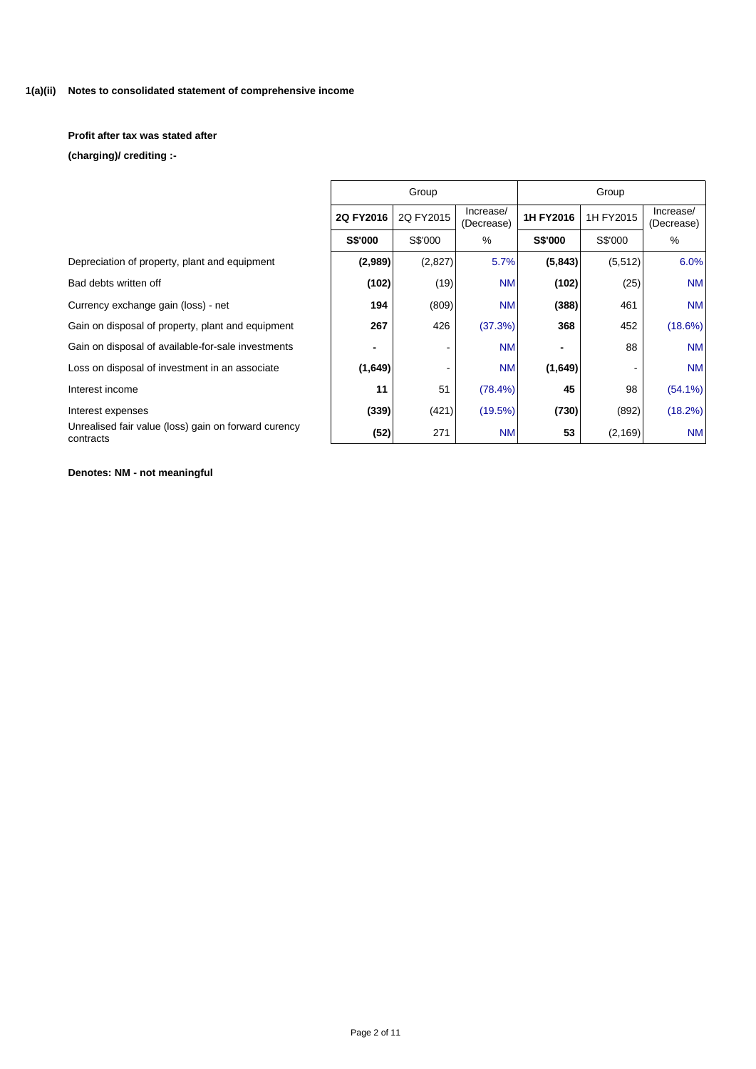### 1(a)(ii) Notes to consolidated statement of comprehensive income

**Profit after tax was stated after**

**(charging)/ crediting :-**

| | Group | | | Group | | |
|---|---|---|---|---|---|---|
| | **2Q FY2016** | 2Q FY2015 | Increase/ (Decrease) | **1H FY2016** | 1H FY2015 | Increase/ (Decrease) |
| | **S$'000** | S$'000 | % | **S$'000** | S$'000 | % |
| Depreciation of property, plant and equipment | **(2,989)** | (2,827) | 5.7% | **(5,843)** | (5,512) | 6.0% |
| Bad debts written off | **(102)** | (19) | NM | **(102)** | (25) | NM |
| Currency exchange gain (loss) - net | **194** | (809) | NM | **(388)** | 461 | NM |
| Gain on disposal of property, plant and equipment | **267** | 426 | (37.3%) | **368** | 452 | (18.6%) |
| Gain on disposal of available-for-sale investments | **-** | - | NM | **-** | 88 | NM |
| Loss on disposal of investment in an associate | **(1,649)** | - | NM | **(1,649)** | - | NM |
| Interest income | **11** | 51 | (78.4%) | **45** | 98 | (54.1%) |
| Interest expenses | **(339)** | (421) | (19.5%) | **(730)** | (892) | (18.2%) |
| Unrealised fair value (loss) gain on forward curency contracts | **(52)** | 271 | NM | **53** | (2,169) | NM |

**Denotes: NM - not meaningful**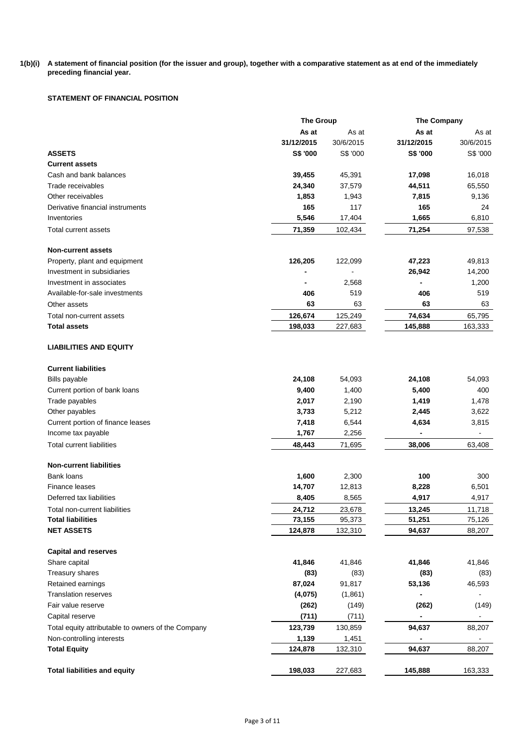**1(b)(i) A statement of financial position (for the issuer and group), together with a comparative statement as at end of the immediately preceding financial year.**

**STATEMENT OF FINANCIAL POSITION**

| | The Group | | The Company | |
|---|---|---|---|---|
| | **As at** | As at | **As at** | As at |
| | **31/12/2015** | 30/6/2015 | **31/12/2015** | 30/6/2015 |
| **ASSETS** | **S$ '000** | S$ '000 | **S$ '000** | S$ '000 |
| **Current assets** | | | | |
| Cash and bank balances | **39,455** | 45,391 | **17,098** | 16,018 |
| Trade receivables | **24,340** | 37,579 | **44,511** | 65,550 |
| Other receivables | **1,853** | 1,943 | **7,815** | 9,136 |
| Derivative financial instruments | **165** | 117 | **165** | 24 |
| Inventories | **5,546** | 17,404 | **1,665** | 6,810 |
| Total current assets | **71,359** | 102,434 | **71,254** | 97,538 |
| **Non-current assets** | | | | |
| Property, plant and equipment | **126,205** | 122,099 | **47,223** | 49,813 |
| Investment in subsidiaries | **-** | - | **26,942** | 14,200 |
| Investment in associates | **-** | 2,568 | **-** | 1,200 |
| Available-for-sale investments | **406** | 519 | **406** | 519 |
| Other assets | **63** | 63 | **63** | 63 |
| Total non-current assets | **126,674** | 125,249 | **74,634** | 65,795 |
| **Total assets** | **198,033** | 227,683 | **145,888** | 163,333 |
| **LIABILITIES AND EQUITY** | | | | |
| **Current liabilities** | | | | |
| Bills payable | **24,108** | 54,093 | **24,108** | 54,093 |
| Current portion of bank loans | **9,400** | 1,400 | **5,400** | 400 |
| Trade payables | **2,017** | 2,190 | **1,419** | 1,478 |
| Other payables | **3,733** | 5,212 | **2,445** | 3,622 |
| Current portion of finance leases | **7,418** | 6,544 | **4,634** | 3,815 |
| Income tax payable | **1,767** | 2,256 | **-** | - |
| Total current liabilities | **48,443** | 71,695 | **38,006** | 63,408 |
| **Non-current liabilities** | | | | |
| Bank loans | **1,600** | 2,300 | **100** | 300 |
| Finance leases | **14,707** | 12,813 | **8,228** | 6,501 |
| Deferred tax liabilities | **8,405** | 8,565 | **4,917** | 4,917 |
| Total non-current liabilities | **24,712** | 23,678 | **13,245** | 11,718 |
| **Total liabilities** | **73,155** | 95,373 | **51,251** | 75,126 |
| **NET ASSETS** | **124,878** | 132,310 | **94,637** | 88,207 |
| **Capital and reserves** | | | | |
| Share capital | **41,846** | 41,846 | **41,846** | 41,846 |
| Treasury shares | **(83)** | (83) | **(83)** | (83) |
| Retained earnings | **87,024** | 91,817 | **53,136** | 46,593 |
| Translation reserves | **(4,075)** | (1,861) | **-** | - |
| Fair value reserve | **(262)** | (149) | **(262)** | (149) |
| Capital reserve | **(711)** | (711) | **-** | - |
| Total equity attributable to owners of the Company | **123,739** | 130,859 | **94,637** | 88,207 |
| Non-controlling interests | **1,139** | 1,451 | **-** | - |
| **Total Equity** | **124,878** | 132,310 | **94,637** | 88,207 |
| **Total liabilities and equity** | **198,033** | 227,683 | **145,888** | 163,333 |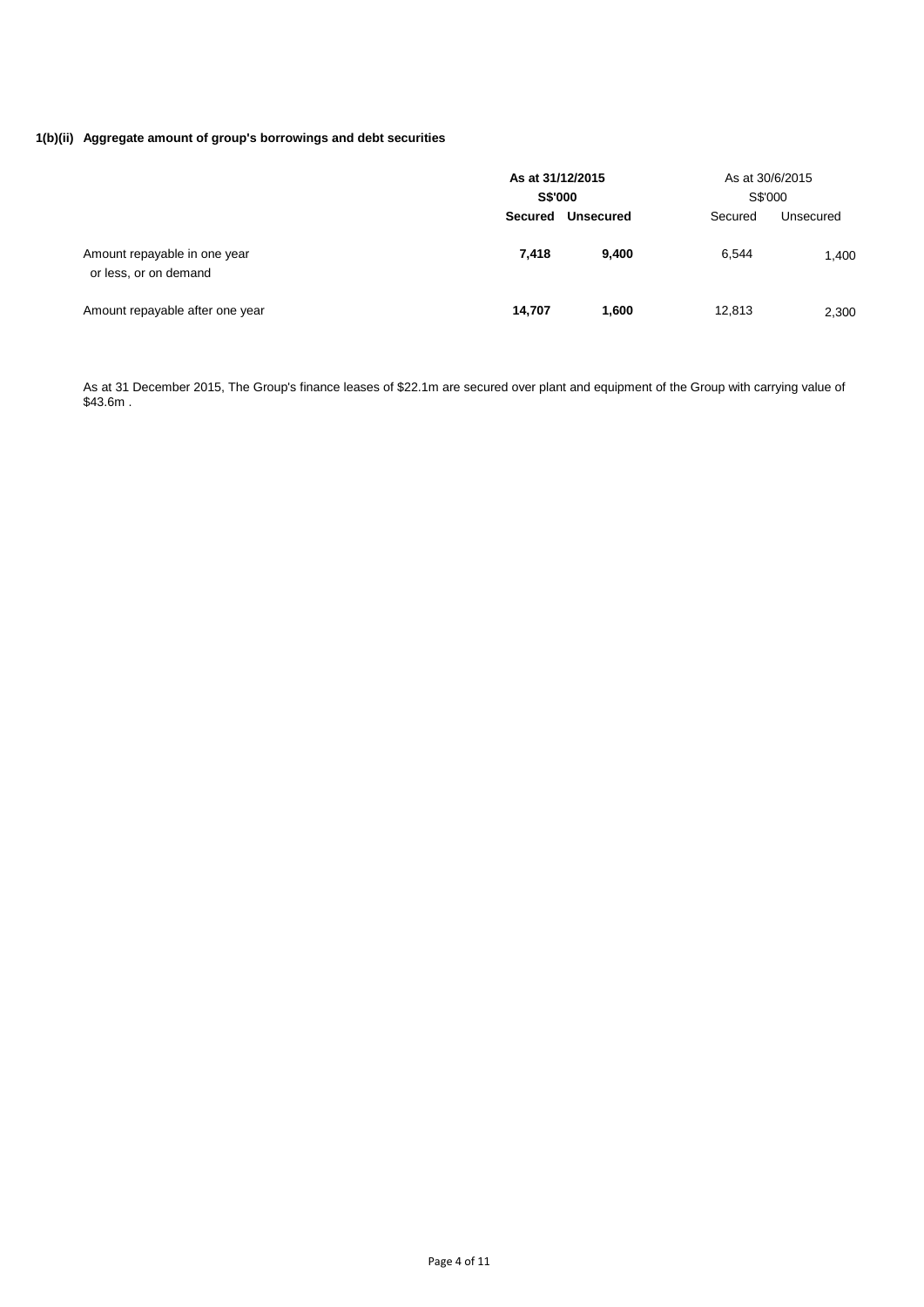### 1(b)(ii) Aggregate amount of group's borrowings and debt securities

| | As at 31/12/2015 S$'000 | | As at 30/6/2015 S$'000 | |
|---|---|---|---|---|
| | **Secured** | **Unsecured** | Secured | Unsecured |
| Amount repayable in one year or less, or on demand | **7,418** | **9,400** | 6,544 | 1,400 |
| Amount repayable after one year | **14,707** | **1,600** | 12,813 | 2,300 |

As at 31 December 2015, The Group's finance leases of $22.1m are secured over plant and equipment of the Group with carrying value of $43.6m .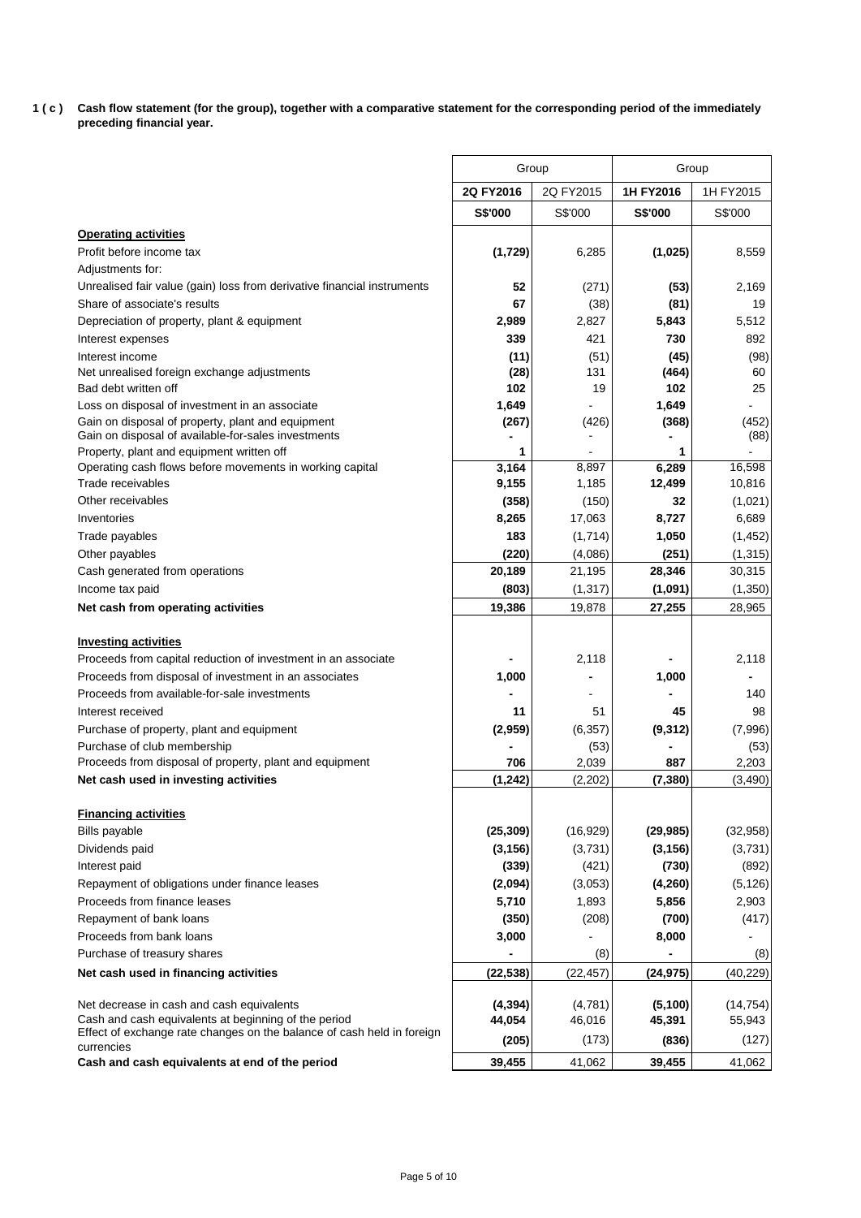**1 ( c ) Cash flow statement (for the group), together with a comparative statement for the corresponding period of the immediately preceding financial year.**

| | Group | | Group | |
|---|---|---|---|---|
| | **2Q FY2016** | 2Q FY2015 | **1H FY2016** | 1H FY2015 |
| | **S$'000** | S$'000 | **S$'000** | S$'000 |
| **Operating activities** | | | | |
| Profit before income tax | **(1,729)** | 6,285 | **(1,025)** | 8,559 |
| Adjustments for: | | | | |
| Unrealised fair value (gain) loss from derivative financial instruments | **52** | (271) | **(53)** | 2,169 |
| Share of associate's results | **67** | (38) | **(81)** | 19 |
| Depreciation of property, plant & equipment | **2,989** | 2,827 | **5,843** | 5,512 |
| Interest expenses | **339** | 421 | **730** | 892 |
| Interest income | **(11)** | (51) | **(45)** | (98) |
| Net unrealised foreign exchange adjustments | **(28)** | 131 | **(464)** | 60 |
| Bad debt written off | **102** | 19 | **102** | 25 |
| Loss on disposal of investment in an associate | **1,649** | - | **1,649** | - |
| Gain on disposal of property, plant and equipment | **(267)** | (426) | **(368)** | (452) |
| Gain on disposal of available-for-sales investments | **-** | - | **-** | (88) |
| Property, plant and equipment written off | **1** | - | **1** | - |
| Operating cash flows before movements in working capital | **3,164** | 8,897 | **6,289** | 16,598 |
| Trade receivables | **9,155** | 1,185 | **12,499** | 10,816 |
| Other receivables | **(358)** | (150) | **32** | (1,021) |
| Inventories | **8,265** | 17,063 | **8,727** | 6,689 |
| Trade payables | **183** | (1,714) | **1,050** | (1,452) |
| Other payables | **(220)** | (4,086) | **(251)** | (1,315) |
| Cash generated from operations | **20,189** | 21,195 | **28,346** | 30,315 |
| Income tax paid | **(803)** | (1,317) | **(1,091)** | (1,350) |
| **Net cash from operating activities** | **19,386** | 19,878 | **27,255** | 28,965 |
| **Investing activities** | | | | |
| Proceeds from capital reduction of investment in an associate | **-** | 2,118 | **-** | 2,118 |
| Proceeds from disposal of investment in an associates | **1,000** | **-** | **1,000** | **-** |
| Proceeds from available-for-sale investments | **-** | - | **-** | 140 |
| Interest received | **11** | 51 | **45** | 98 |
| Purchase of property, plant and equipment | **(2,959)** | (6,357) | **(9,312)** | (7,996) |
| Purchase of club membership | **-** | (53) | **-** | (53) |
| Proceeds from disposal of property, plant and equipment | **706** | 2,039 | **887** | 2,203 |
| **Net cash used in investing activities** | **(1,242)** | (2,202) | **(7,380)** | (3,490) |
| **Financing activities** | | | | |
| Bills payable | **(25,309)** | (16,929) | **(29,985)** | (32,958) |
| Dividends paid | **(3,156)** | (3,731) | **(3,156)** | (3,731) |
| Interest paid | **(339)** | (421) | **(730)** | (892) |
| Repayment of obligations under finance leases | **(2,094)** | (3,053) | **(4,260)** | (5,126) |
| Proceeds from finance leases | **5,710** | 1,893 | **5,856** | 2,903 |
| Repayment of bank loans | **(350)** | (208) | **(700)** | (417) |
| Proceeds from bank loans | **3,000** | - | **8,000** | - |
| Purchase of treasury shares | **-** | (8) | **-** | (8) |
| **Net cash used in financing activities** | **(22,538)** | (22,457) | **(24,975)** | (40,229) |
| Net decrease in cash and cash equivalents | **(4,394)** | (4,781) | **(5,100)** | (14,754) |
| Cash and cash equivalents at beginning of the period | **44,054** | 46,016 | **45,391** | 55,943 |
| Effect of exchange rate changes on the balance of cash held in foreign currencies | **(205)** | (173) | **(836)** | (127) |
| **Cash and cash equivalents at end of the period** | **39,455** | 41,062 | **39,455** | 41,062 |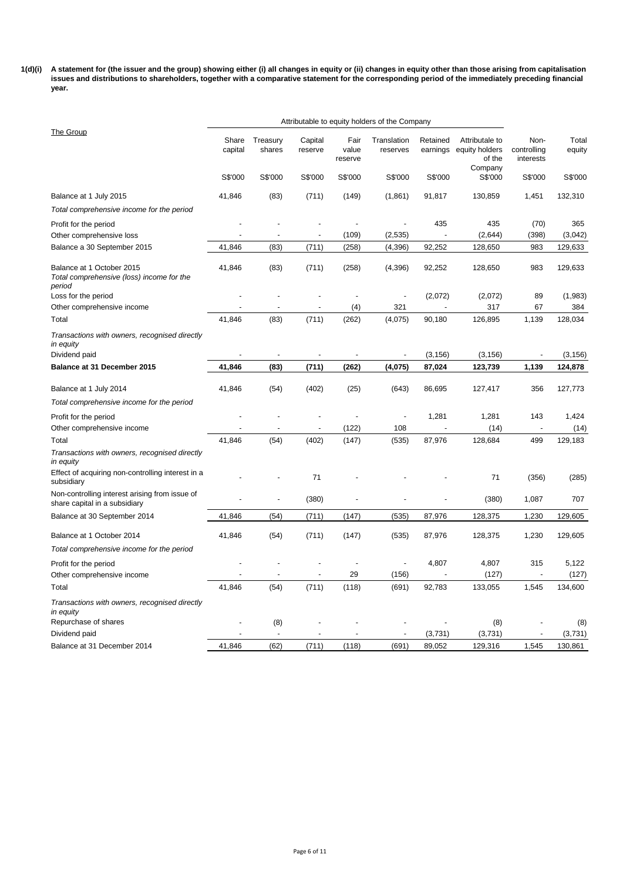**1(d)(i) A statement for (the issuer and the group) showing either (i) all changes in equity or (ii) changes in equity other than those arising from capitalisation issues and distributions to shareholders, together with a comparative statement for the corresponding period of the immediately preceding financial year.**

| The Group | Attributable to equity holders of the Company | | | | | | | | |
|---|---|---|---|---|---|---|---|---|---|
| | Share capital | Treasury shares | Capital reserve | Fair value reserve | Translation reserves | Retained earnings | Attributale to equity holders of the Company | Non-controlling interests | Total equity |
| | S$'000 | S$'000 | S$'000 | S$'000 | S$'000 | S$'000 | S$'000 | S$'000 | S$'000 |
| Balance at 1 July 2015 | 41,846 | (83) | (711) | (149) | (1,861) | 91,817 | 130,859 | 1,451 | 132,310 |
| *Total comprehensive income for the period* | | | | | | | | | |
| Profit for the period | - | - | - | - | - | 435 | 435 | (70) | 365 |
| Other comprehensive loss | - | - | - | (109) | (2,535) | - | (2,644) | (398) | (3,042) |
| Balance a 30 September 2015 | 41,846 | (83) | (711) | (258) | (4,396) | 92,252 | 128,650 | 983 | 129,633 |
| Balance at 1 October 2015 | 41,846 | (83) | (711) | (258) | (4,396) | 92,252 | 128,650 | 983 | 129,633 |
| *Total comprehensive (loss) income for the period* | | | | | | | | | |
| Loss for the period | - | - | - | - | - | (2,072) | (2,072) | 89 | (1,983) |
| Other comprehensive income | - | - | - | (4) | 321 | - | 317 | 67 | 384 |
| Total | 41,846 | (83) | (711) | (262) | (4,075) | 90,180 | 126,895 | 1,139 | 128,034 |
| *Transactions with owners, recognised directly in equity* | | | | | | | | | |
| Dividend paid | - | - | - | - | - | (3,156) | (3,156) | - | (3,156) |
| **Balance at 31 December 2015** | **41,846** | **(83)** | **(711)** | **(262)** | **(4,075)** | **87,024** | **123,739** | **1,139** | **124,878** |
| Balance at 1 July 2014 | 41,846 | (54) | (402) | (25) | (643) | 86,695 | 127,417 | 356 | 127,773 |
| *Total comprehensive income for the period* | | | | | | | | | |
| Profit for the period | - | - | - | - | - | 1,281 | 1,281 | 143 | 1,424 |
| Other comprehensive income | - | - | - | (122) | 108 | - | (14) | - | (14) |
| Total | 41,846 | (54) | (402) | (147) | (535) | 87,976 | 128,684 | 499 | 129,183 |
| *Transactions with owners, recognised directly in equity* | | | | | | | | | |
| Effect of acquiring non-controlling interest in a subsidiary | - | - | 71 | - | - | - | 71 | (356) | (285) |
| Non-controlling interest arising from issue of share capital in a subsidiary | - | - | (380) | - | - | - | (380) | 1,087 | 707 |
| Balance at 30 September 2014 | 41,846 | (54) | (711) | (147) | (535) | 87,976 | 128,375 | 1,230 | 129,605 |
| Balance at 1 October 2014 | 41,846 | (54) | (711) | (147) | (535) | 87,976 | 128,375 | 1,230 | 129,605 |
| *Total comprehensive income for the period* | | | | | | | | | |
| Profit for the period | - | - | - | - | - | 4,807 | 4,807 | 315 | 5,122 |
| Other comprehensive income | - | - | - | 29 | (156) | - | (127) | - | (127) |
| Total | 41,846 | (54) | (711) | (118) | (691) | 92,783 | 133,055 | 1,545 | 134,600 |
| *Transactions with owners, recognised directly in equity* | | | | | | | | | |
| Repurchase of shares | - | (8) | - | - | - | - | (8) | - | (8) |
| Dividend paid | - | - | - | - | - | (3,731) | (3,731) | - | (3,731) |
| Balance at 31 December 2014 | 41,846 | (62) | (711) | (118) | (691) | 89,052 | 129,316 | 1,545 | 130,861 |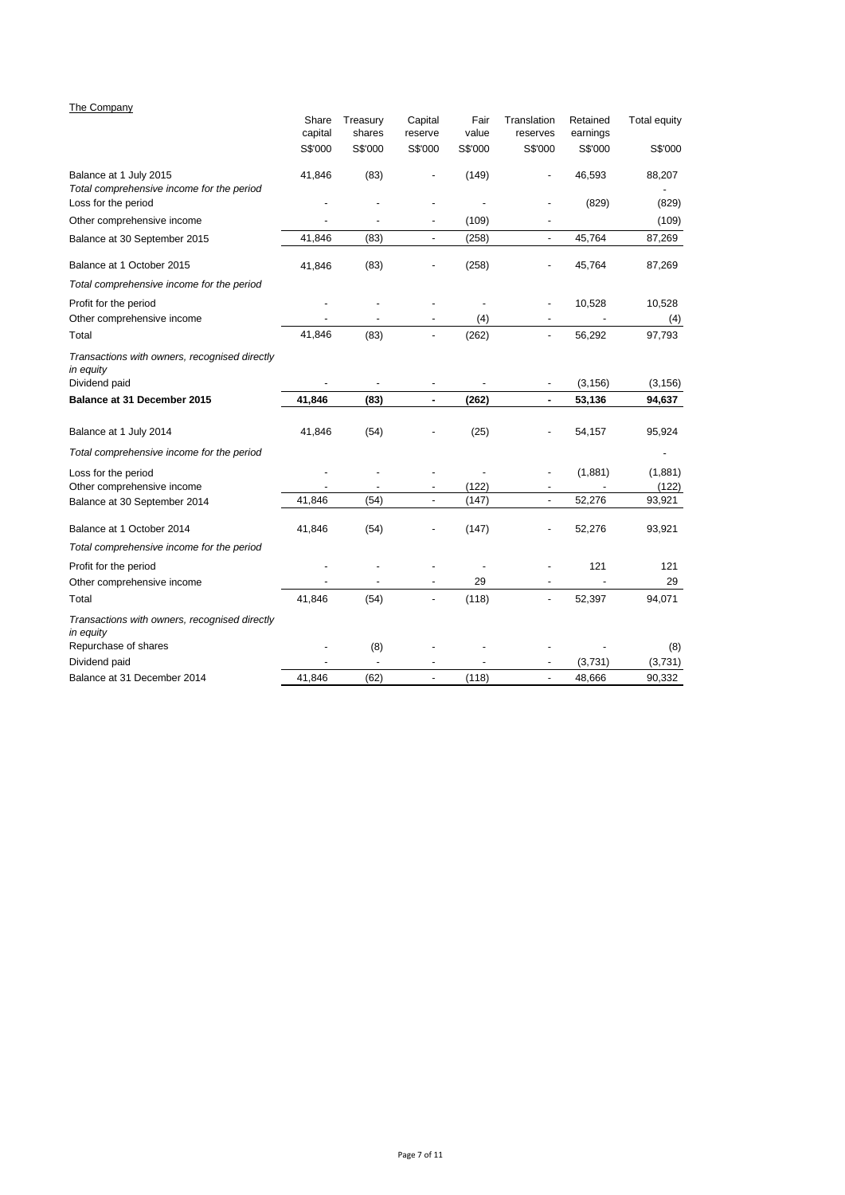The Company

| | Share capital | Treasury shares | Capital reserve | Fair value | Translation reserves | Retained earnings | Total equity |
|---|---|---|---|---|---|---|---|
| | S$'000 | S$'000 | S$'000 | S$'000 | S$'000 | S$'000 | S$'000 |
| Balance at 1 July 2015 | 41,846 | (83) | - | (149) | - | 46,593 | 88,207 |
| *Total comprehensive income for the period* | | | | | | | - |
| Loss for the period | - | - | - | - | - | (829) | (829) |
| Other comprehensive income | - | - | - | (109) | - | | (109) |
| Balance at 30 September 2015 | 41,846 | (83) | - | (258) | - | 45,764 | 87,269 |
| Balance at 1 October 2015 | 41,846 | (83) | - | (258) | - | 45,764 | 87,269 |
| *Total comprehensive income for the period* | | | | | | | |
| Profit for the period | - | - | - | - | - | 10,528 | 10,528 |
| Other comprehensive income | - | - | - | (4) | - | - | (4) |
| Total | 41,846 | (83) | - | (262) | - | 56,292 | 97,793 |
| *Transactions with owners, recognised directly in equity* | | | | | | | |
| Dividend paid | - | - | - | - | - | (3,156) | (3,156) |
| **Balance at 31 December 2015** | **41,846** | **(83)** | **-** | **(262)** | **-** | **53,136** | **94,637** |
| Balance at 1 July 2014 | 41,846 | (54) | - | (25) | - | 54,157 | 95,924 |
| *Total comprehensive income for the period* | | | | | | | - |
| Loss for the period | - | - | - | - | - | (1,881) | (1,881) |
| Other comprehensive income | - | - | - | (122) | - | - | (122) |
| Balance at 30 September 2014 | 41,846 | (54) | - | (147) | - | 52,276 | 93,921 |
| Balance at 1 October 2014 | 41,846 | (54) | - | (147) | - | 52,276 | 93,921 |
| *Total comprehensive income for the period* | | | | | | | |
| Profit for the period | - | - | - | - | - | 121 | 121 |
| Other comprehensive income | - | - | - | 29 | - | - | 29 |
| Total | 41,846 | (54) | - | (118) | - | 52,397 | 94,071 |
| *Transactions with owners, recognised directly in equity* | | | | | | | |
| Repurchase of shares | - | (8) | - | - | - | - | (8) |
| Dividend paid | - | - | - | - | - | (3,731) | (3,731) |
| Balance at 31 December 2014 | 41,846 | (62) | - | (118) | - | 48,666 | 90,332 |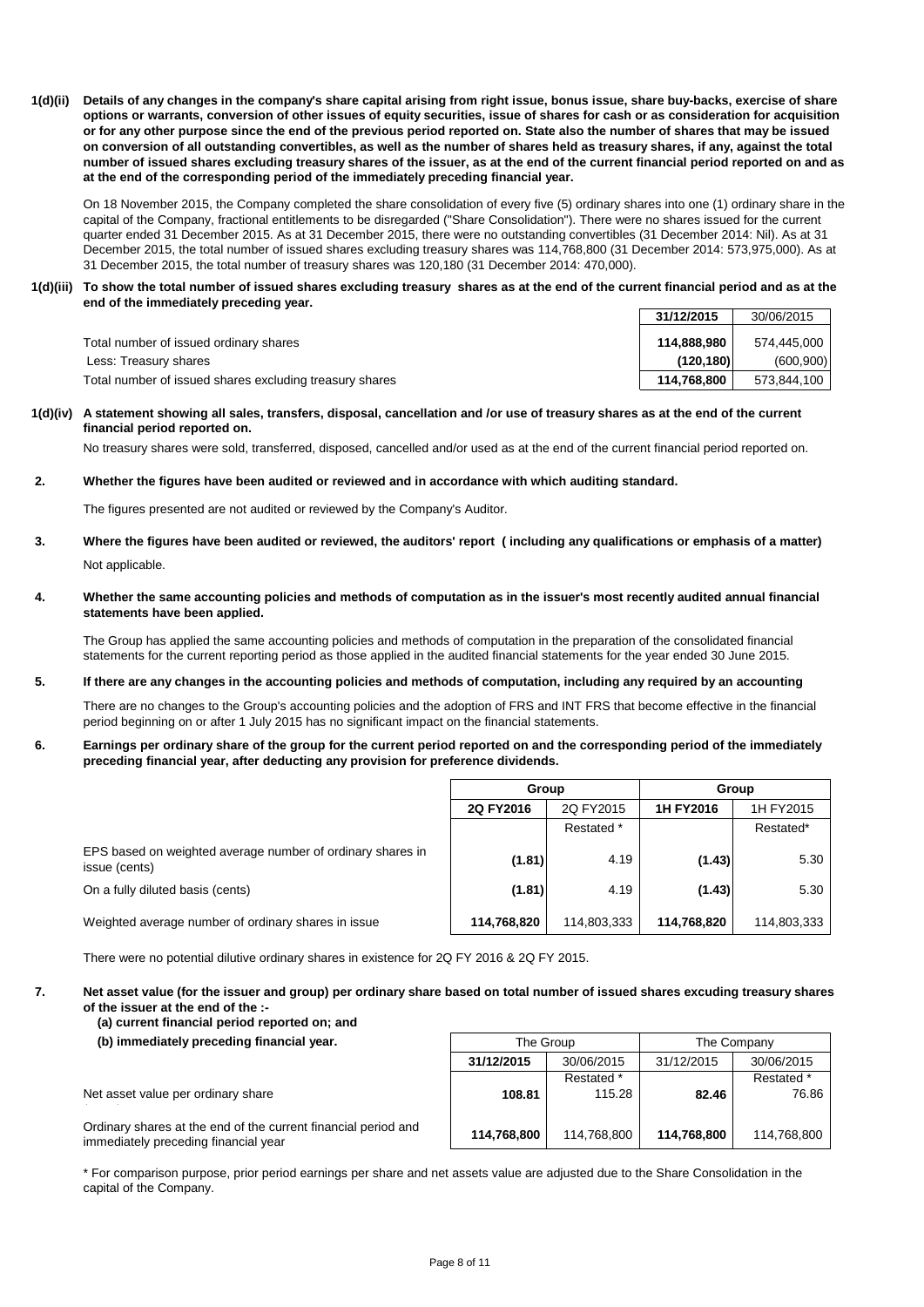**1(d)(ii) Details of any changes in the company's share capital arising from right issue, bonus issue, share buy-backs, exercise of share options or warrants, conversion of other issues of equity securities, issue of shares for cash or as consideration for acquisition or for any other purpose since the end of the previous period reported on. State also the number of shares that may be issued on conversion of all outstanding convertibles, as well as the number of shares held as treasury shares, if any, against the total number of issued shares excluding treasury shares of the issuer, as at the end of the current financial period reported on and as at the end of the corresponding period of the immediately preceding financial year.**

On 18 November 2015, the Company completed the share consolidation of every five (5) ordinary shares into one (1) ordinary share in the capital of the Company, fractional entitlements to be disregarded ("Share Consolidation"). There were no shares issued for the current quarter ended 31 December 2015. As at 31 December 2015, there were no outstanding convertibles (31 December 2014: Nil). As at 31 December 2015, the total number of issued shares excluding treasury shares was 114,768,800 (31 December 2014: 573,975,000). As at 31 December 2015, the total number of treasury shares was 120,180 (31 December 2014: 470,000).

**1(d)(iii) To show the total number of issued shares excluding treasury shares as at the end of the current financial period and as at the end of the immediately preceding year.**

| | **31/12/2015** | 30/06/2015 |
|---|---|---|
| Total number of issued ordinary shares | **114,888,980** | 574,445,000 |
| Less: Treasury shares | **(120,180)** | (600,900) |
| Total number of issued shares excluding treasury shares | **114,768,800** | 573,844,100 |

**1(d)(iv) A statement showing all sales, transfers, disposal, cancellation and /or use of treasury shares as at the end of the current financial period reported on.**

No treasury shares were sold, transferred, disposed, cancelled and/or used as at the end of the current financial period reported on.

**2. Whether the figures have been audited or reviewed and in accordance with which auditing standard.**

The figures presented are not audited or reviewed by the Company's Auditor.

**3. Where the figures have been audited or reviewed, the auditors' report ( including any qualifications or emphasis of a matter)**

Not applicable.

**4. Whether the same accounting policies and methods of computation as in the issuer's most recently audited annual financial statements have been applied.**

The Group has applied the same accounting policies and methods of computation in the preparation of the consolidated financial statements for the current reporting period as those applied in the audited financial statements for the year ended 30 June 2015.

**5. If there are any changes in the accounting policies and methods of computation, including any required by an accounting**

There are no changes to the Group's accounting policies and the adoption of FRS and INT FRS that become effective in the financial period beginning on or after 1 July 2015 has no significant impact on the financial statements.

**6. Earnings per ordinary share of the group for the current period reported on and the corresponding period of the immediately preceding financial year, after deducting any provision for preference dividends.**

| | **Group** | | **Group** | |
|---|---|---|---|---|
| | **2Q FY2016** | 2Q FY2015 | **1H FY2016** | 1H FY2015 |
| | | Restated * | | Restated* |
| EPS based on weighted average number of ordinary shares in issue (cents) | **(1.81)** | 4.19 | **(1.43)** | 5.30 |
| On a fully diluted basis (cents) | **(1.81)** | 4.19 | **(1.43)** | 5.30 |
| Weighted average number of ordinary shares in issue | **114,768,820** | 114,803,333 | **114,768,820** | 114,803,333 |

There were no potential dilutive ordinary shares in existence for 2Q FY 2016 & 2Q FY 2015.

**7. Net asset value (for the issuer and group) per ordinary share based on total number of issued shares excuding treasury shares of the issuer at the end of the :-**
**(a) current financial period reported on; and**
**(b) immediately preceding financial year.**

| | The Group | | The Company | |
|---|---|---|---|---|
| | **31/12/2015** | 30/06/2015 | 31/12/2015 | 30/06/2015 |
| | | Restated * | | Restated * |
| Net asset value per ordinary share | **108.81** | 115.28 | **82.46** | 76.86 |
| Ordinary shares at the end of the current financial period and immediately preceding financial year | **114,768,800** | 114,768,800 | **114,768,800** | 114,768,800 |

* For comparison purpose, prior period earnings per share and net assets value are adjusted due to the Share Consolidation in the capital of the Company.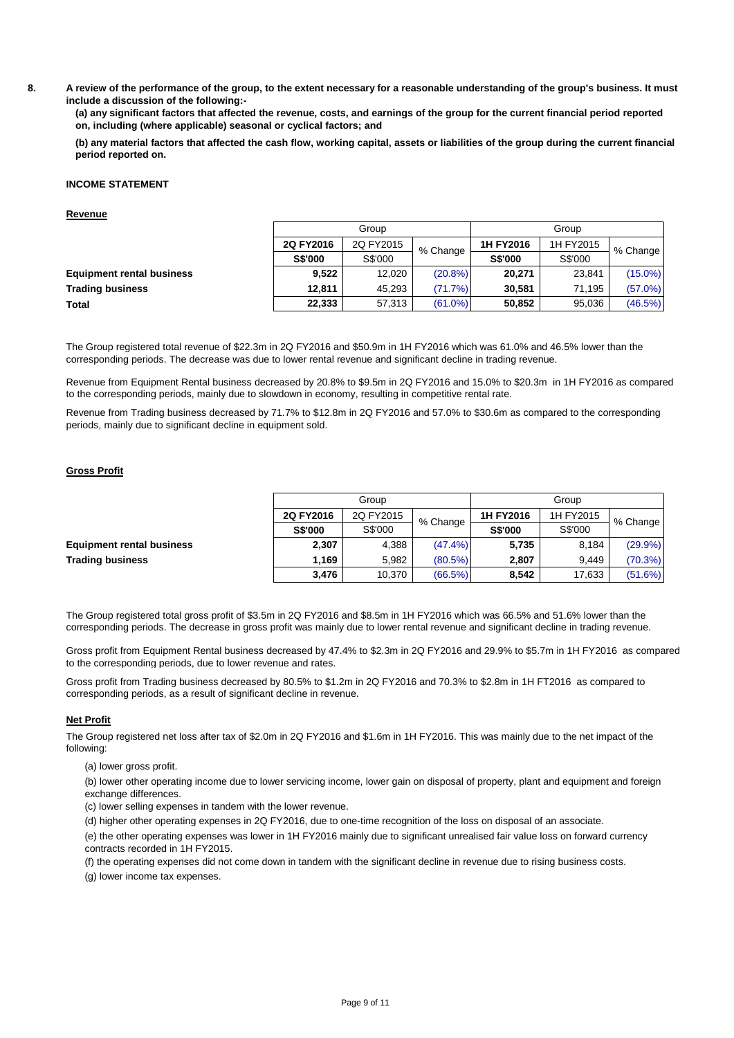**8. A review of the performance of the group, to the extent necessary for a reasonable understanding of the group's business. It must include a discussion of the following:-**

**(a) any significant factors that affected the revenue, costs, and earnings of the group for the current financial period reported on, including (where applicable) seasonal or cyclical factors; and**

**(b) any material factors that affected the cash flow, working capital, assets or liabilities of the group during the current financial period reported on.**

**INCOME STATEMENT**

**Revenue**

| | Group | | | Group | | |
|---|---|---|---|---|---|---|
| | **2Q FY2016** | 2Q FY2015 | % Change | **1H FY2016** | 1H FY2015 | % Change |
| | **S$'000** | S$'000 | | **S$'000** | S$'000 | |
| **Equipment rental business** | **9,522** | 12,020 | (20.8%) | **20,271** | 23,841 | (15.0%) |
| **Trading business** | **12,811** | 45,293 | (71.7%) | **30,581** | 71,195 | (57.0%) |
| **Total** | **22,333** | 57,313 | (61.0%) | **50,852** | 95,036 | (46.5%) |

The Group registered total revenue of $22.3m in 2Q FY2016 and $50.9m in 1H FY2016 which was 61.0% and 46.5% lower than the corresponding periods. The decrease was due to lower rental revenue and significant decline in trading revenue.

Revenue from Equipment Rental business decreased by 20.8% to $9.5m in 2Q FY2016 and 15.0% to $20.3m in 1H FY2016 as compared to the corresponding periods, mainly due to slowdown in economy, resulting in competitive rental rate.

Revenue from Trading business decreased by 71.7% to $12.8m in 2Q FY2016 and 57.0% to $30.6m as compared to the corresponding periods, mainly due to significant decline in equipment sold.

**Gross Profit**

| | Group | | | Group | | |
|---|---|---|---|---|---|---|
| | **2Q FY2016** | 2Q FY2015 | % Change | **1H FY2016** | 1H FY2015 | % Change |
| | **S$'000** | S$'000 | | **S$'000** | S$'000 | |
| **Equipment rental business** | **2,307** | 4,388 | (47.4%) | **5,735** | 8,184 | (29.9%) |
| **Trading business** | **1,169** | 5,982 | (80.5%) | **2,807** | 9,449 | (70.3%) |
| | **3,476** | 10,370 | (66.5%) | **8,542** | 17,633 | (51.6%) |

The Group registered total gross profit of $3.5m in 2Q FY2016 and $8.5m in 1H FY2016 which was 66.5% and 51.6% lower than the corresponding periods. The decrease in gross profit was mainly due to lower rental revenue and significant decline in trading revenue.

Gross profit from Equipment Rental business decreased by 47.4% to $2.3m in 2Q FY2016 and 29.9% to $5.7m in 1H FY2016 as compared to the corresponding periods, due to lower revenue and rates.

Gross profit from Trading business decreased by 80.5% to $1.2m in 2Q FY2016 and 70.3% to $2.8m in 1H FT2016 as compared to corresponding periods, as a result of significant decline in revenue.

**Net Profit**

The Group registered net loss after tax of $2.0m in 2Q FY2016 and $1.6m in 1H FY2016. This was mainly due to the net impact of the following:

(a) lower gross profit.

(b) lower other operating income due to lower servicing income, lower gain on disposal of property, plant and equipment and foreign exchange differences.

(c) lower selling expenses in tandem with the lower revenue.

(d) higher other operating expenses in 2Q FY2016, due to one-time recognition of the loss on disposal of an associate.

(e) the other operating expenses was lower in 1H FY2016 mainly due to significant unrealised fair value loss on forward currency contracts recorded in 1H FY2015.

(f) the operating expenses did not come down in tandem with the significant decline in revenue due to rising business costs.

(g) lower income tax expenses.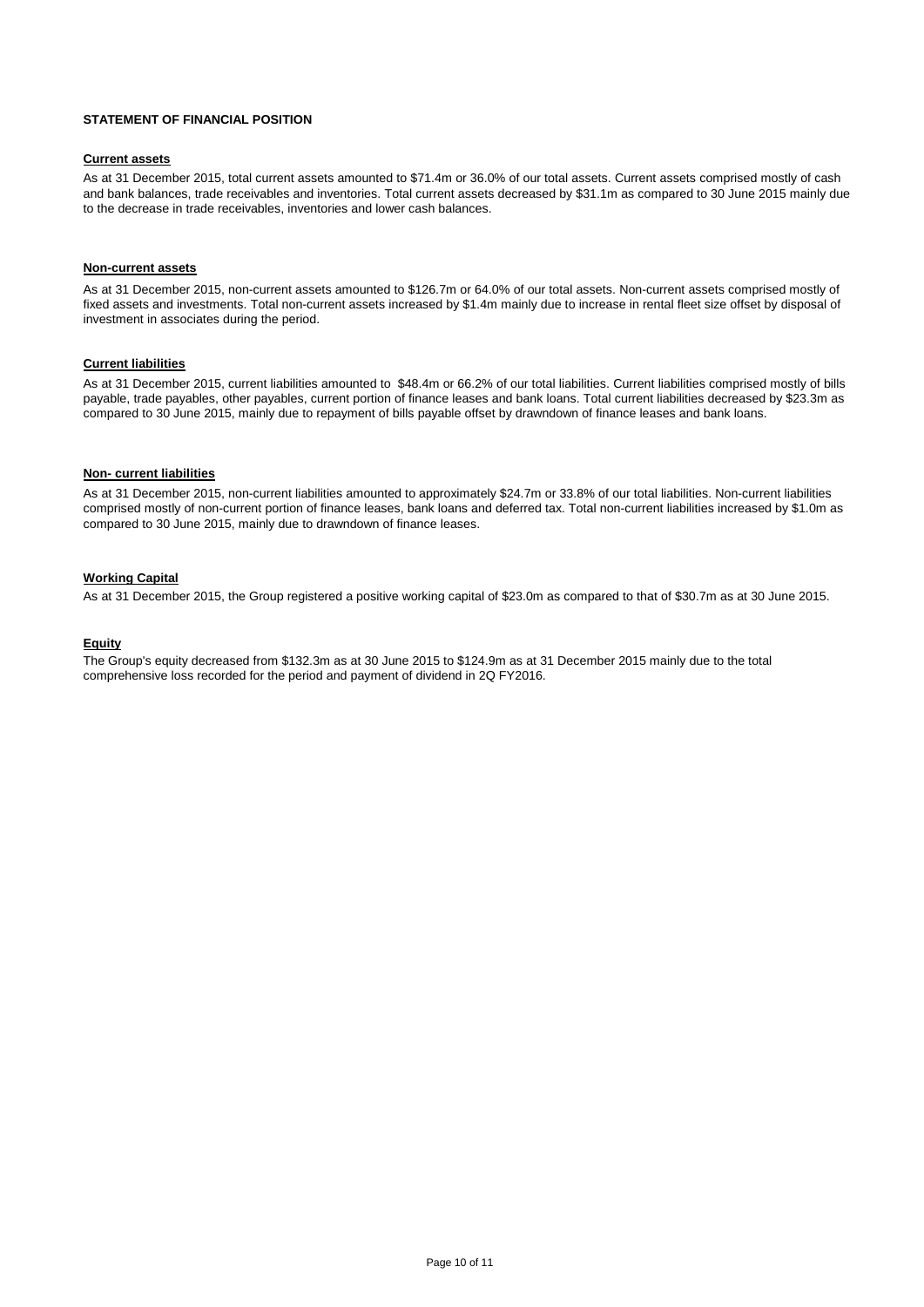**STATEMENT OF FINANCIAL POSITION**

**Current assets**

As at 31 December 2015, total current assets amounted to $71.4m or 36.0% of our total assets. Current assets comprised mostly of cash and bank balances, trade receivables and inventories. Total current assets decreased by $31.1m as compared to 30 June 2015 mainly due to the decrease in trade receivables, inventories and lower cash balances.

**Non-current assets**

As at 31 December 2015, non-current assets amounted to $126.7m or 64.0% of our total assets. Non-current assets comprised mostly of fixed assets and investments. Total non-current assets increased by $1.4m mainly due to increase in rental fleet size offset by disposal of investment in associates during the period.

**Current liabilities**

As at 31 December 2015, current liabilities amounted to $48.4m or 66.2% of our total liabilities. Current liabilities comprised mostly of bills payable, trade payables, other payables, current portion of finance leases and bank loans. Total current liabilities decreased by $23.3m as compared to 30 June 2015, mainly due to repayment of bills payable offset by drawndown of finance leases and bank loans.

**Non- current liabilities**

As at 31 December 2015, non-current liabilities amounted to approximately $24.7m or 33.8% of our total liabilities. Non-current liabilities comprised mostly of non-current portion of finance leases, bank loans and deferred tax. Total non-current liabilities increased by $1.0m as compared to 30 June 2015, mainly due to drawndown of finance leases.

**Working Capital**

As at 31 December 2015, the Group registered a positive working capital of $23.0m as compared to that of $30.7m as at 30 June 2015.

**Equity**

The Group's equity decreased from $132.3m as at 30 June 2015 to $124.9m as at 31 December 2015 mainly due to the total comprehensive loss recorded for the period and payment of dividend in 2Q FY2016.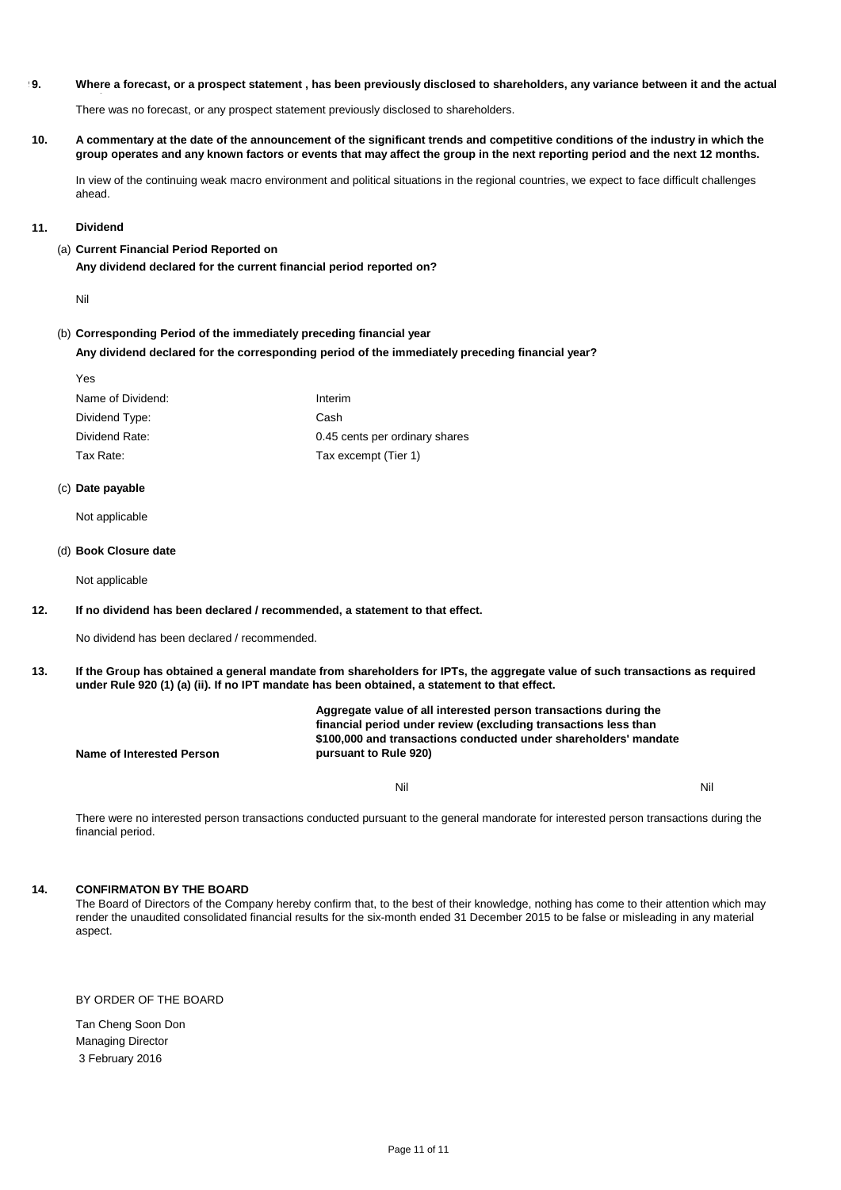**9. Where a forecast, or a prospect statement , has been previously disclosed to shareholders, any variance between it and the actual**

There was no forecast, or any prospect statement previously disclosed to shareholders.

**10. A commentary at the date of the announcement of the significant trends and competitive conditions of the industry in which the group operates and any known factors or events that may affect the group in the next reporting period and the next 12 months.**

In view of the continuing weak macro environment and political situations in the regional countries, we expect to face difficult challenges ahead.

**11. Dividend**

(a) **Current Financial Period Reported on**
**Any dividend declared for the current financial period reported on?**

Nil

(b) **Corresponding Period of the immediately preceding financial year**
**Any dividend declared for the corresponding period of the immediately preceding financial year?**

Yes

| | |
|---|---|
| Name of Dividend: | Interim |
| Dividend Type: | Cash |
| Dividend Rate: | 0.45 cents per ordinary shares |
| Tax Rate: | Tax excempt (Tier 1) |

(c) **Date payable**

Not applicable

(d) **Book Closure date**

Not applicable

**12. If no dividend has been declared / recommended, a statement to that effect.**

No dividend has been declared / recommended.

**13. If the Group has obtained a general mandate from shareholders for IPTs, the aggregate value of such transactions as required under Rule 920 (1) (a) (ii). If no IPT mandate has been obtained, a statement to that effect.**

| Name of Interested Person | Aggregate value of all interested person transactions during the financial period under review (excluding transactions less than $100,000 and transactions conducted under shareholders' mandate pursuant to Rule 920) | |
|---|---|---|
| | Nil | Nil |

There were no interested person transactions conducted pursuant to the general mandorate for interested person transactions during the financial period.

**14. CONFIRMATON BY THE BOARD**

The Board of Directors of the Company hereby confirm that, to the best of their knowledge, nothing has come to their attention which may render the unaudited consolidated financial results for the six-month ended 31 December 2015 to be false or misleading in any material aspect.

BY ORDER OF THE BOARD

Tan Cheng Soon Don
Managing Director
3 February 2016